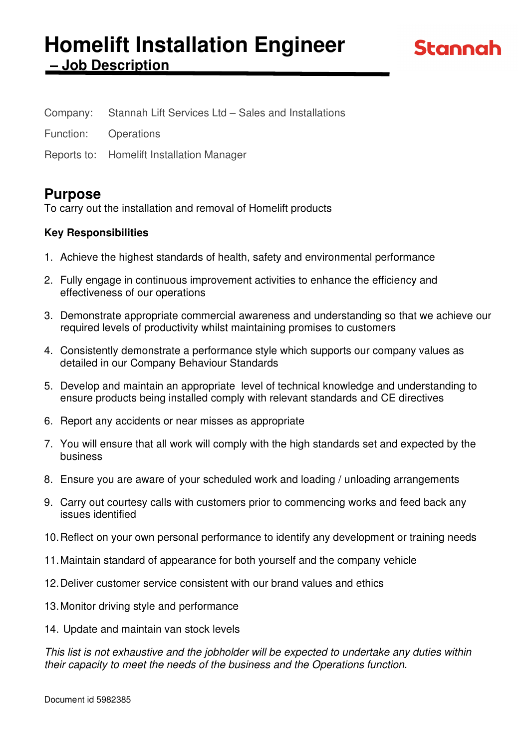# Homelift Installation Engineer

## – Job Description

Stannah

Company: Stannah Lift Services Ltd – Sales and Installations

Function: Operations

Reports to: Homelift Installation Manager

## Purpose

To carry out the installation and removal of Homelift products

**Key Responsibilities**

1. Achieve the highest standards of health, safety and environmental performance
2. Fully engage in continuous improvement activities to enhance the efficiency and effectiveness of our operations
3. Demonstrate appropriate commercial awareness and understanding so that we achieve our required levels of productivity whilst maintaining promises to customers
4. Consistently demonstrate a performance style which supports our company values as detailed in our Company Behaviour Standards
5. Develop and maintain an appropriate level of technical knowledge and understanding to ensure products being installed comply with relevant standards and CE directives
6. Report any accidents or near misses as appropriate
7. You will ensure that all work will comply with the high standards set and expected by the business
8. Ensure you are aware of your scheduled work and loading / unloading arrangements
9. Carry out courtesy calls with customers prior to commencing works and feed back any issues identified
10. Reflect on your own personal performance to identify any development or training needs
11. Maintain standard of appearance for both yourself and the company vehicle
12. Deliver customer service consistent with our brand values and ethics
13. Monitor driving style and performance
14. Update and maintain van stock levels

*This list is not exhaustive and the jobholder will be expected to undertake any duties within their capacity to meet the needs of the business and the Operations function.*

Document id 5982385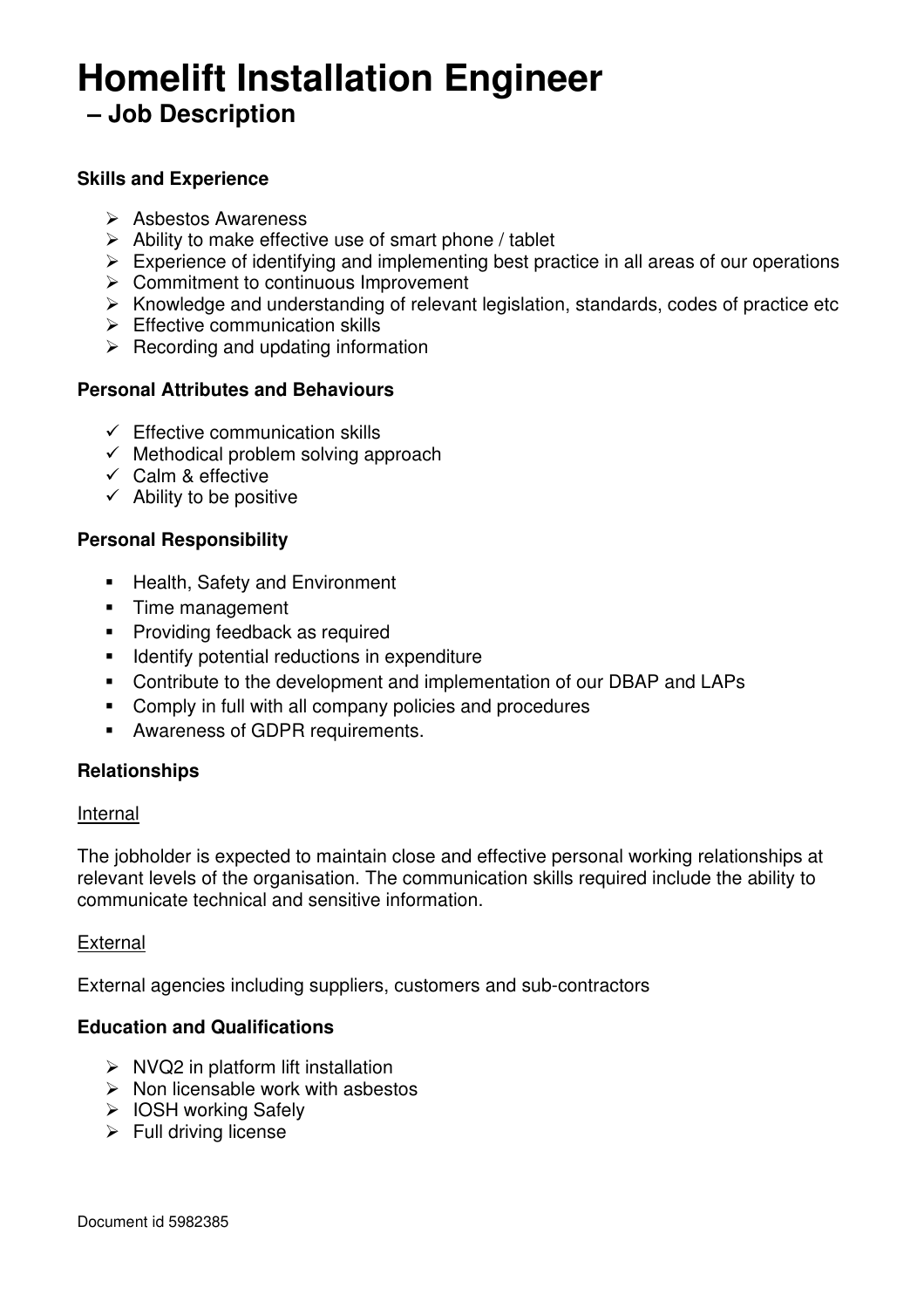# Homelift Installation Engineer

## – Job Description

**Skills and Experience**

- Asbestos Awareness
- Ability to make effective use of smart phone / tablet
- Experience of identifying and implementing best practice in all areas of our operations
- Commitment to continuous Improvement
- Knowledge and understanding of relevant legislation, standards, codes of practice etc
- Effective communication skills
- Recording and updating information

**Personal Attributes and Behaviours**

- Effective communication skills
- Methodical problem solving approach
- Calm & effective
- Ability to be positive

**Personal Responsibility**

- Health, Safety and Environment
- Time management
- Providing feedback as required
- Identify potential reductions in expenditure
- Contribute to the development and implementation of our DBAP and LAPs
- Comply in full with all company policies and procedures
- Awareness of GDPR requirements.

**Relationships**

Internal

The jobholder is expected to maintain close and effective personal working relationships at relevant levels of the organisation. The communication skills required include the ability to communicate technical and sensitive information.

External

External agencies including suppliers, customers and sub-contractors

**Education and Qualifications**

- NVQ2 in platform lift installation
- Non licensable work with asbestos
- IOSH working Safely
- Full driving license

Document id 5982385